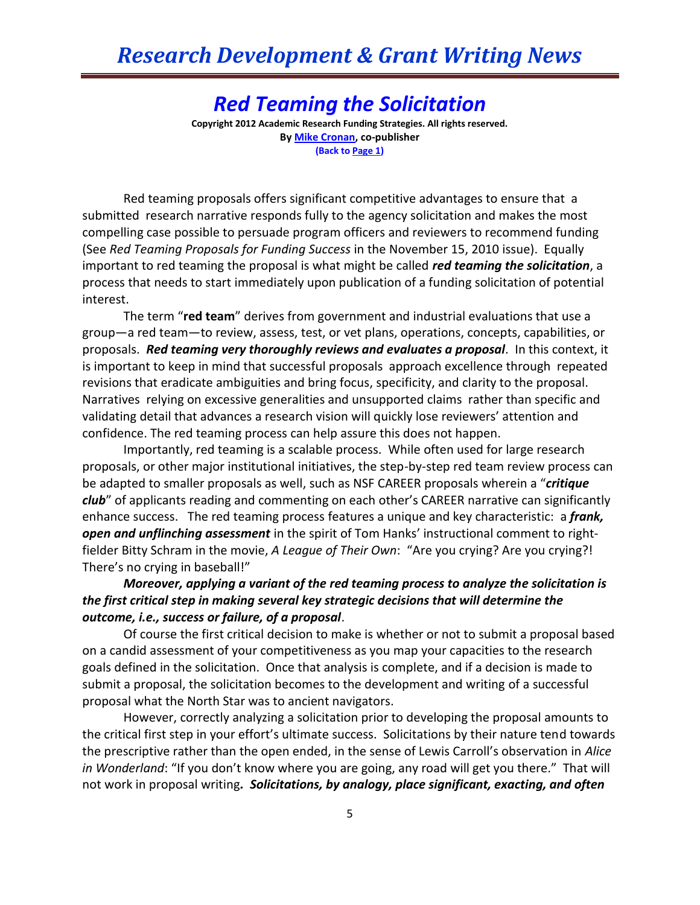# Red Teaming the Solicitation

**Copyright 2012 Academic Research Funding Strategies. All rights reserved.**
**By Mike Cronan, co-publisher**
**(Back to Page 1)**

Red teaming proposals offers significant competitive advantages to ensure that a submitted research narrative responds fully to the agency solicitation and makes the most compelling case possible to persuade program officers and reviewers to recommend funding (See *Red Teaming Proposals for Funding Success* in the November 15, 2010 issue). Equally important to red teaming the proposal is what might be called ***red teaming the solicitation***, a process that needs to start immediately upon publication of a funding solicitation of potential interest.

The term "**red team**" derives from government and industrial evaluations that use a group—a red team—to review, assess, test, or vet plans, operations, concepts, capabilities, or proposals. ***Red teaming very thoroughly reviews and evaluates a proposal***. In this context, it is important to keep in mind that successful proposals approach excellence through repeated revisions that eradicate ambiguities and bring focus, specificity, and clarity to the proposal. Narratives relying on excessive generalities and unsupported claims rather than specific and validating detail that advances a research vision will quickly lose reviewers' attention and confidence. The red teaming process can help assure this does not happen.

Importantly, red teaming is a scalable process. While often used for large research proposals, or other major institutional initiatives, the step-by-step red team review process can be adapted to smaller proposals as well, such as NSF CAREER proposals wherein a "***critique club***" of applicants reading and commenting on each other's CAREER narrative can significantly enhance success. The red teaming process features a unique and key characteristic: a ***frank, open and unflinching assessment*** in the spirit of Tom Hanks' instructional comment to right-fielder Bitty Schram in the movie, *A League of Their Own*: "Are you crying? Are you crying?! There's no crying in baseball!"

***Moreover, applying a variant of the red teaming process to analyze the solicitation is the first critical step in making several key strategic decisions that will determine the outcome, i.e., success or failure, of a proposal***.

Of course the first critical decision to make is whether or not to submit a proposal based on a candid assessment of your competitiveness as you map your capacities to the research goals defined in the solicitation. Once that analysis is complete, and if a decision is made to submit a proposal, the solicitation becomes to the development and writing of a successful proposal what the North Star was to ancient navigators.

However, correctly analyzing a solicitation prior to developing the proposal amounts to the critical first step in your effort's ultimate success. Solicitations by their nature tend towards the prescriptive rather than the open ended, in the sense of Lewis Carroll's observation in *Alice in Wonderland*: "If you don't know where you are going, any road will get you there." That will not work in proposal writing***. Solicitations, by analogy, place significant, exacting, and often***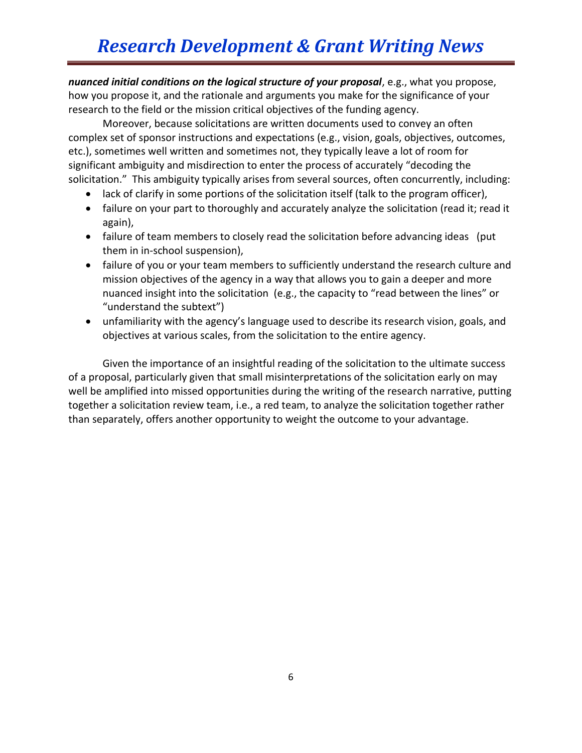***nuanced initial conditions on the logical structure of your proposal***, e.g., what you propose, how you propose it, and the rationale and arguments you make for the significance of your research to the field or the mission critical objectives of the funding agency.

Moreover, because solicitations are written documents used to convey an often complex set of sponsor instructions and expectations (e.g., vision, goals, objectives, outcomes, etc.), sometimes well written and sometimes not, they typically leave a lot of room for significant ambiguity and misdirection to enter the process of accurately "decoding the solicitation." This ambiguity typically arises from several sources, often concurrently, including:

- lack of clarify in some portions of the solicitation itself (talk to the program officer),
- failure on your part to thoroughly and accurately analyze the solicitation (read it; read it again),
- failure of team members to closely read the solicitation before advancing ideas (put them in in-school suspension),
- failure of you or your team members to sufficiently understand the research culture and mission objectives of the agency in a way that allows you to gain a deeper and more nuanced insight into the solicitation (e.g., the capacity to "read between the lines" or "understand the subtext")
- unfamiliarity with the agency's language used to describe its research vision, goals, and objectives at various scales, from the solicitation to the entire agency.

Given the importance of an insightful reading of the solicitation to the ultimate success of a proposal, particularly given that small misinterpretations of the solicitation early on may well be amplified into missed opportunities during the writing of the research narrative, putting together a solicitation review team, i.e., a red team, to analyze the solicitation together rather than separately, offers another opportunity to weight the outcome to your advantage.